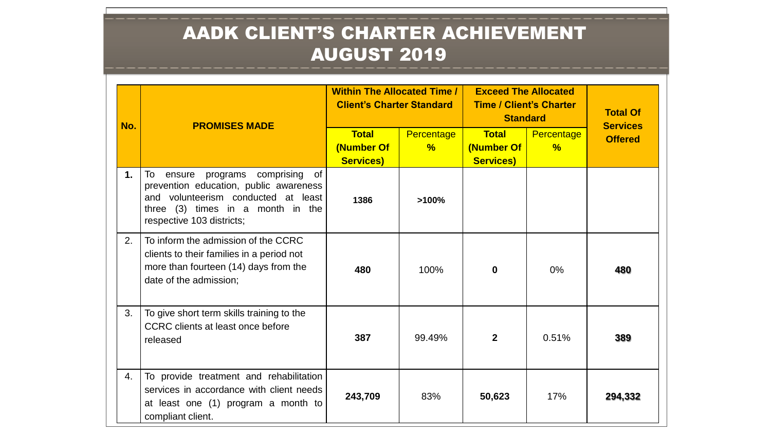# AADK CLIENT'S CHARTER ACHIEVEMENT AUGUST 2019

| No. | PROMISES MADE | Within The Allocated Time / Client's Charter Standard | | Exceed The Allocated Time / Client's Charter Standard | | Total Of Services Offered |
|---|---|---|---|---|---|---|
| | | Total (Number Of Services) | Percentage % | Total (Number Of Services) | Percentage % | |
| 1. | To ensure programs comprising of prevention education, public awareness and volunteerism conducted at least three (3) times in a month in the respective 103 districts; | 1386 | >100% | | | |
| 2. | To inform the admission of the CCRC clients to their families in a period not more than fourteen (14) days from the date of the admission; | 480 | 100% | 0 | 0% | 480 |
| 3. | To give short term skills training to the CCRC clients at least once before released | 387 | 99.49% | 2 | 0.51% | 389 |
| 4. | To provide treatment and rehabilitation services in accordance with client needs at least one (1) program a month to compliant client. | 243,709 | 83% | 50,623 | 17% | 294,332 |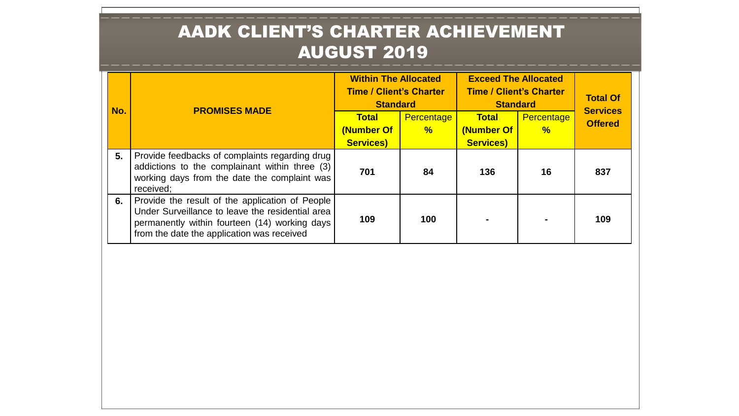# AADK CLIENT'S CHARTER ACHIEVEMENT AUGUST 2019

| No. | PROMISES MADE | Within The Allocated Time / Client's Charter Standard | | Exceed The Allocated Time / Client's Charter Standard | | Total Of Services Offered |
|---|---|---|---|---|---|---|
| | | Total (Number Of Services) | Percentage % | Total (Number Of Services) | Percentage % | |
| 5. | Provide feedbacks of complaints regarding drug addictions to the complainant within three (3) working days from the date the complaint was received; | 701 | 84 | 136 | 16 | 837 |
| 6. | Provide the result of the application of People Under Surveillance to leave the residential area permanently within fourteen (14) working days from the date the application was received | 109 | 100 | - | - | 109 |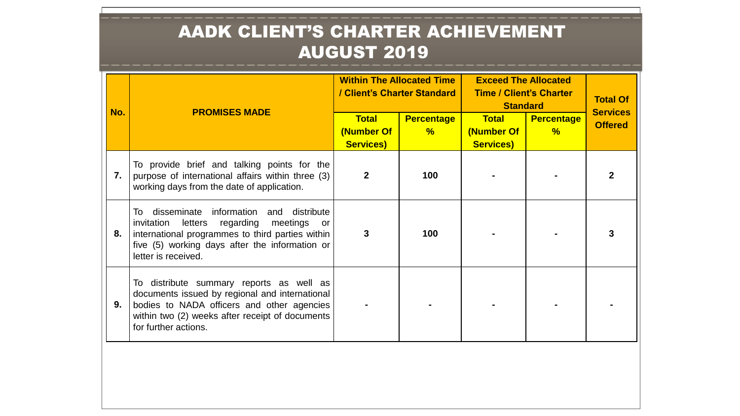# AADK CLIENT'S CHARTER ACHIEVEMENT AUGUST 2019

| No. | PROMISES MADE | Within The Allocated Time / Client's Charter Standard | | Exceed The Allocated Time / Client's Charter Standard | | Total Of Services Offered |
|---|---|---|---|---|---|---|
| | | Total (Number Of Services) | Percentage % | Total (Number Of Services) | Percentage % | |
| 7. | To provide brief and talking points for the purpose of international affairs within three (3) working days from the date of application. | 2 | 100 | - | - | 2 |
| 8. | To disseminate information and distribute invitation letters regarding meetings or international programmes to third parties within five (5) working days after the information or letter is received. | 3 | 100 | - | - | 3 |
| 9. | To distribute summary reports as well as documents issued by regional and international bodies to NADA officers and other agencies within two (2) weeks after receipt of documents for further actions. | - | - | - | - | - |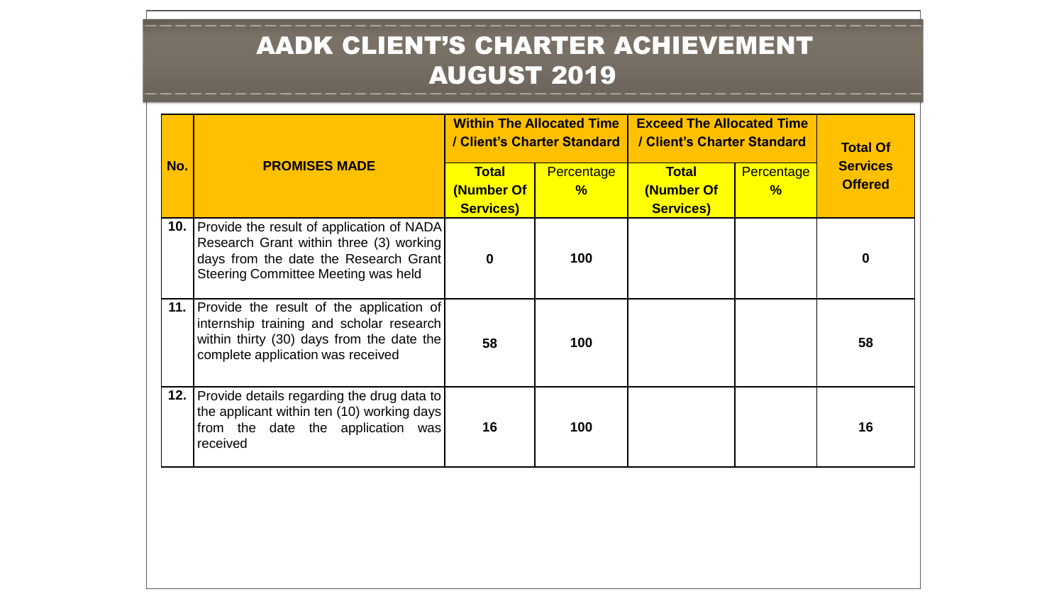# AADK CLIENT'S CHARTER ACHIEVEMENT AUGUST 2019

| No. | PROMISES MADE | Within The Allocated Time / Client's Charter Standard | | Exceed The Allocated Time / Client's Charter Standard | | Total Of Services Offered |
|---|---|---|---|---|---|---|
| | | Total (Number Of Services) | Percentage % | Total (Number Of Services) | Percentage % | |
| 10. | Provide the result of application of NADA Research Grant within three (3) working days from the date the Research Grant Steering Committee Meeting was held | 0 | 100 | | | 0 |
| 11. | Provide the result of the application of internship training and scholar research within thirty (30) days from the date the complete application was received | 58 | 100 | | | 58 |
| 12. | Provide details regarding the drug data to the applicant within ten (10) working days from the date the application was received | 16 | 100 | | | 16 |